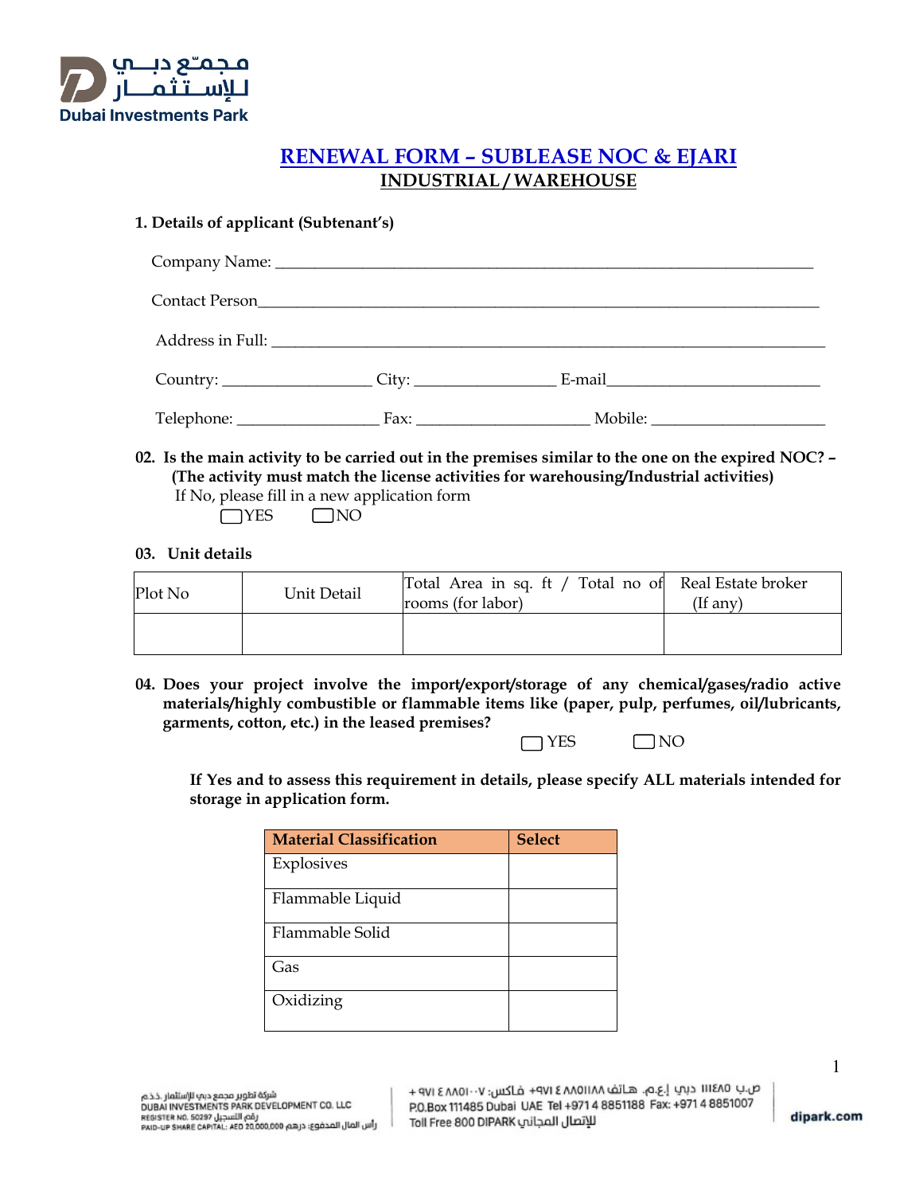مجمّع دبي للإستثمار
Dubai Investments Park

# RENEWAL FORM – SUBLEASE NOC & EJARI
## INDUSTRIAL / WAREHOUSE

**1. Details of applicant (Subtenant's)**

Company Name: ___________________________________________________________________

Contact Person___________________________________________________________________

Address in Full: __________________________________________________________________

Country: _________________ City: ________________ E-mail_________________________

Telephone: ________________ Fax: ____________________ Mobile: ____________________

**02. Is the main activity to be carried out in the premises similar to the one on the expired NOC? – (The activity must match the license activities for warehousing/Industrial activities)**

If No, please fill in a new application form

☐ YES ☐ NO

**03. Unit details**

| Plot No | Unit Detail | Total Area in sq. ft / Total no of rooms (for labor) | Real Estate broker (If any) |
|---|---|---|---|
| | | | |

**04. Does your project involve the import/export/storage of any chemical/gases/radio active materials/highly combustible or flammable items like (paper, pulp, perfumes, oil/lubricants, garments, cotton, etc.) in the leased premises?**

☐ YES ☐ NO

**If Yes and to assess this requirement in details, please specify ALL materials intended for storage in application form.**

| Material Classification | Select |
|---|---|
| Explosives | |
| Flammable Liquid | |
| Flammable Solid | |
| Gas | |
| Oxidizing | |

شركة تطوير مجمع دبي للإستثمار ذ.ذ.م
DUBAI INVESTMENTS PARK DEVELOPMENT CO. LLC
REGISTER NO. 50297 رقم التسجيل
PAID-UP SHARE CAPITAL: AED 20,000,000 رأس المال المدفوع: درهم

ص.ب ١١١٤٨٥ دبي إ.ع.م. هاتف ٨٨٥١١٨٨ ٤ ٩٧١+ فاكس: ٨٨٥١٠٠٧ ٤ ٩٧١+
P.O.Box 111485 Dubai UAE Tel +971 4 8851188 Fax: +971 4 8851007
Toll Free 800 DIPARK للإتصال المجاني

dipark.com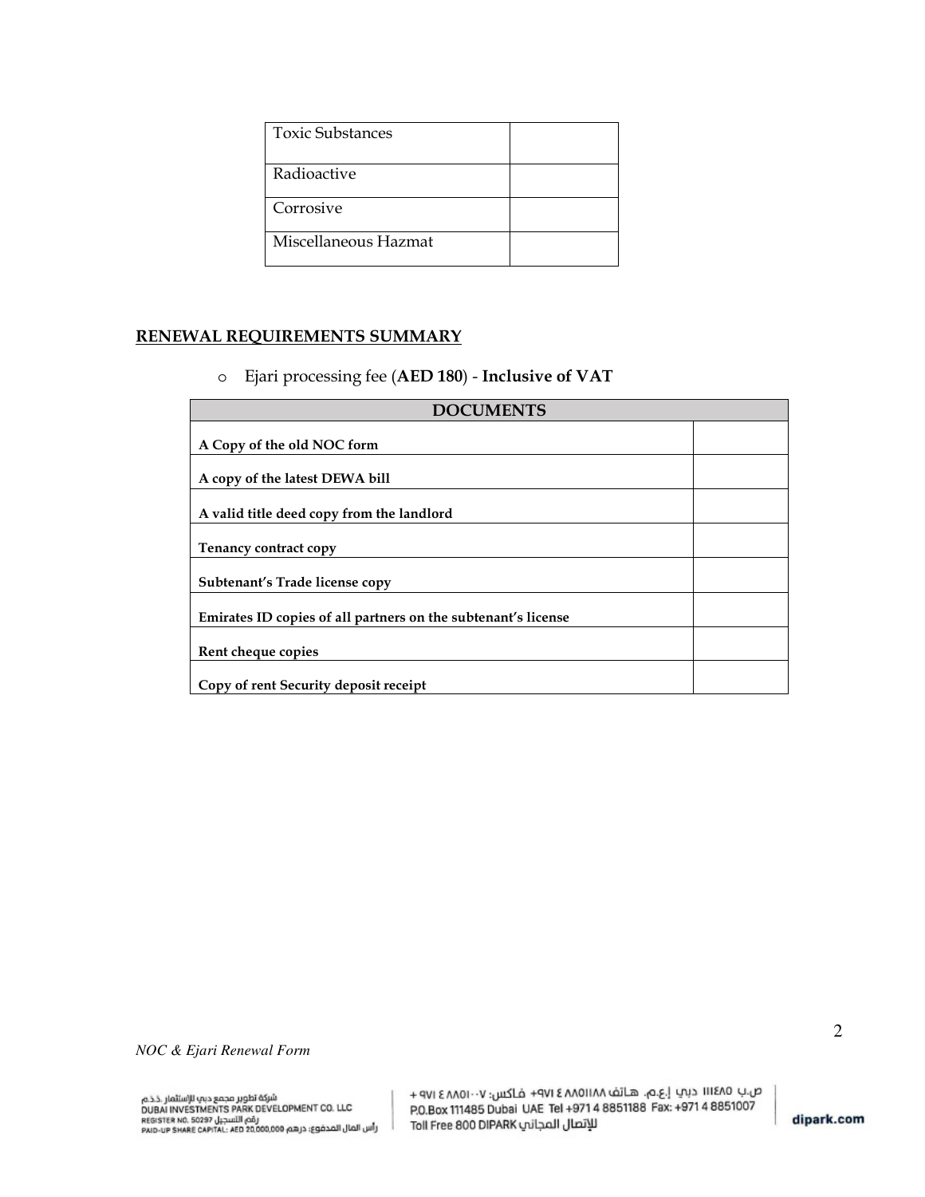| | |
|---|---|
| Toxic Substances | |
| Radioactive | |
| Corrosive | |
| Miscellaneous Hazmat | |

## RENEWAL REQUIREMENTS SUMMARY

- Ejari processing fee (**AED 180**) - **Inclusive of VAT**

| **DOCUMENTS** | |
|---|---|
| **A Copy of the old NOC form** | |
| **A copy of the latest DEWA bill** | |
| **A valid title deed copy from the landlord** | |
| **Tenancy contract copy** | |
| **Subtenant's Trade license copy** | |
| **Emirates ID copies of all partners on the subtenant's license** | |
| **Rent cheque copies** | |
| **Copy of rent Security deposit receipt** | |